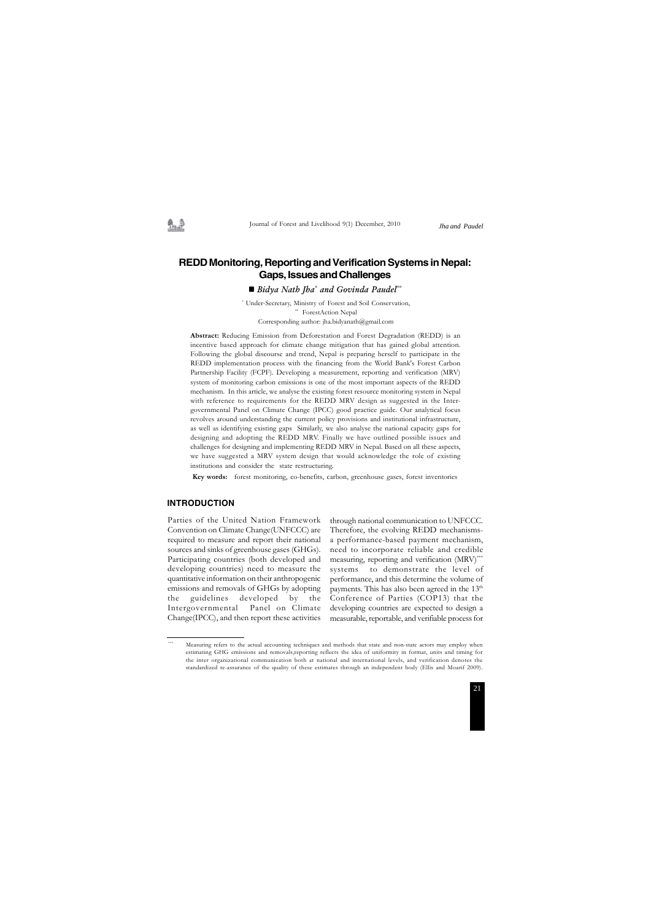# REDD Monitoring, Reporting and Verification Systems in Nepal: Gaps, Issues and Challenges

■ *Bidya Nath Jha*[*] *and Govinda Paudel*[**]

[*] Under-Secretary, Ministry of Forest and Soil Conservation,

[**] ForestAction Nepal

Corresponding author: jha.bidyanath@gmail.com

**Abstract:** Reducing Emission from Deforestation and Forest Degradation (REDD) is an incentive based approach for climate change mitigation that has gained global attention. Following the global discourse and trend, Nepal is preparing herself to participate in the REDD implementation process with the financing from the World Bank's Forest Carbon Partnership Facility (FCPF). Developing a measurement, reporting and verification (MRV) system of monitoring carbon emissions is one of the most important aspects of the REDD mechanism. In this article, we analyse the existing forest resource monitoring system in Nepal with reference to requirements for the REDD MRV design as suggested in the Inter-governmental Panel on Climate Change (IPCC) good practice guide. Our analytical focus revolves around understanding the current policy provisions and institutional infrastructure, as well as identifying existing gaps Similarly, we also analyse the national capacity gaps for designing and adopting the REDD MRV. Finally we have outlined possible issues and challenges for designing and implementing REDD MRV in Nepal. Based on all these aspects, we have suggested a MRV system design that would acknowledge the role of existing institutions and consider the state restructuring.

**Key words:** forest monitoring, co-benefits, carbon, greenhouse gases, forest inventories

## INTRODUCTION

Parties of the United Nation Framework Convention on Climate Change(UNFCCC) are required to measure and report their national sources and sinks of greenhouse gases (GHGs). Participating countries (both developed and developing countries) need to measure the quantitative information on their anthropogenic emissions and removals of GHGs by adopting the guidelines developed by the Intergovernmental Panel on Climate Change(IPCC), and then report these activities through national communication to UNFCCC. Therefore, the evolving REDD mechanisms- a performance-based payment mechanism, need to incorporate reliable and credible measuring, reporting and verification (MRV)[***] systems to demonstrate the level of performance, and this determine the volume of payments. This has also been agreed in the 13[th] Conference of Parties (COP13) that the developing countries are expected to design a measurable, reportable, and verifiable process for

[***] Measuring refers to the actual accounting techniques and methods that state and non-state actors may employ when estimating GHG emissions and removals,reporting reflects the idea of uniformity in format, units and timing for the inter organizational communication both at national and international levels, and verification denotes the standardized re-assurance of the quality of these estimates through an independent body (Ellis and Moarif 2009).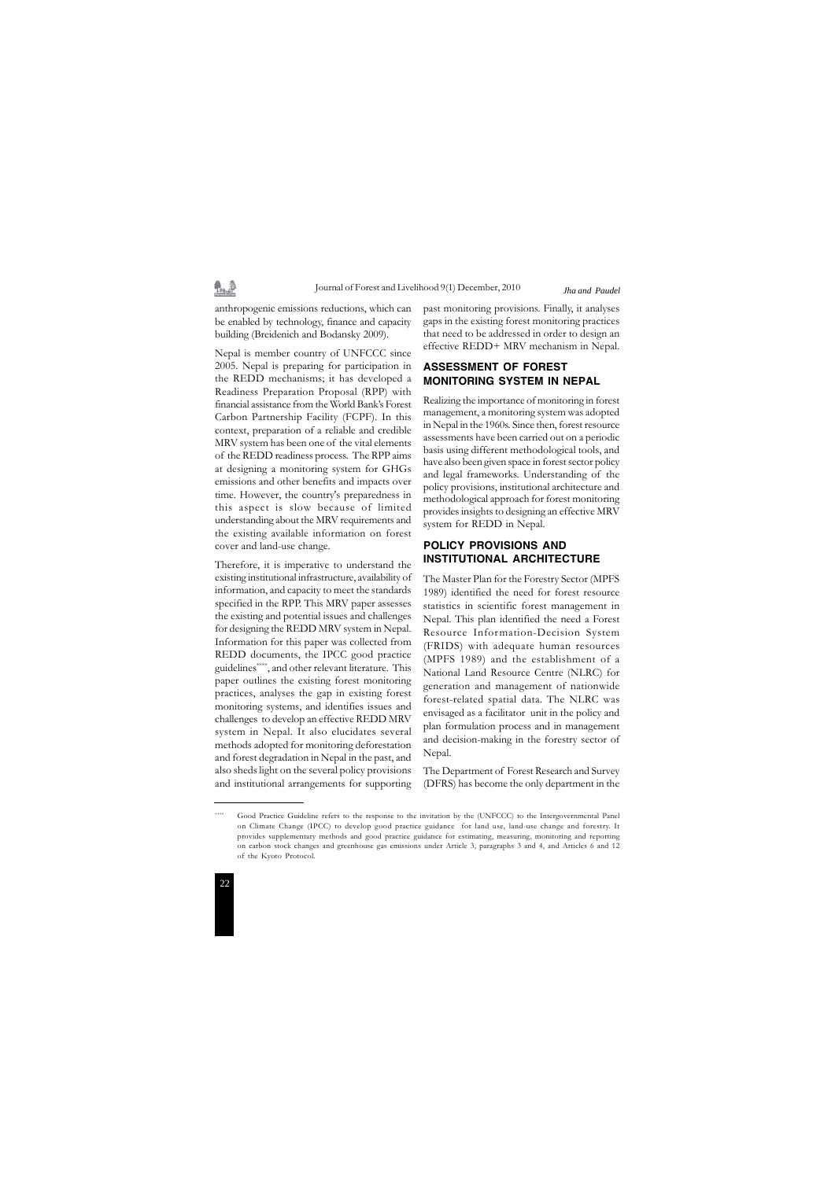anthropogenic emissions reductions, which can be enabled by technology, finance and capacity building (Breidenich and Bodansky 2009).

Nepal is member country of UNFCCC since 2005. Nepal is preparing for participation in the REDD mechanisms; it has developed a Readiness Preparation Proposal (RPP) with financial assistance from the World Bank's Forest Carbon Partnership Facility (FCPF). In this context, preparation of a reliable and credible MRV system has been one of the vital elements of the REDD readiness process. The RPP aims at designing a monitoring system for GHGs emissions and other benefits and impacts over time. However, the country's preparedness in this aspect is slow because of limited understanding about the MRV requirements and the existing available information on forest cover and land-use change.

Therefore, it is imperative to understand the existing institutional infrastructure, availability of information, and capacity to meet the standards specified in the RPP. This MRV paper assesses the existing and potential issues and challenges for designing the REDD MRV system in Nepal. Information for this paper was collected from REDD documents, the IPCC good practice guidelines[\*\*\*\*], and other relevant literature. This paper outlines the existing forest monitoring practices, analyses the gap in existing forest monitoring systems, and identifies issues and challenges to develop an effective REDD MRV system in Nepal. It also elucidates several methods adopted for monitoring deforestation and forest degradation in Nepal in the past, and also sheds light on the several policy provisions and institutional arrangements for supporting past monitoring provisions. Finally, it analyses gaps in the existing forest monitoring practices that need to be addressed in order to design an effective REDD+ MRV mechanism in Nepal.

## ASSESSMENT OF FOREST MONITORING SYSTEM IN NEPAL

Realizing the importance of monitoring in forest management, a monitoring system was adopted in Nepal in the 1960s. Since then, forest resource assessments have been carried out on a periodic basis using different methodological tools, and have also been given space in forest sector policy and legal frameworks. Understanding of the policy provisions, institutional architecture and methodological approach for forest monitoring provides insights to designing an effective MRV system for REDD in Nepal.

## POLICY PROVISIONS AND INSTITUTIONAL ARCHITECTURE

The Master Plan for the Forestry Sector (MPFS 1989) identified the need for forest resource statistics in scientific forest management in Nepal. This plan identified the need a Forest Resource Information-Decision System (FRIDS) with adequate human resources (MPFS 1989) and the establishment of a National Land Resource Centre (NLRC) for generation and management of nationwide forest-related spatial data. The NLRC was envisaged as a facilitator unit in the policy and plan formulation process and in management and decision-making in the forestry sector of Nepal.

The Department of Forest Research and Survey (DFRS) has become the only department in the

---

\*\*\*\* Good Practice Guideline refers to the response to the invitation by the (UNFCCC) to the Intergovernmental Panel on Climate Change (IPCC) to develop good practice guidance for land use, land-use change and forestry. It provides supplementary methods and good practice guidance for estimating, measuring, monitoring and reporting on carbon stock changes and greenhouse gas emissions under Article 3, paragraphs 3 and 4, and Articles 6 and 12 of the Kyoto Protocol.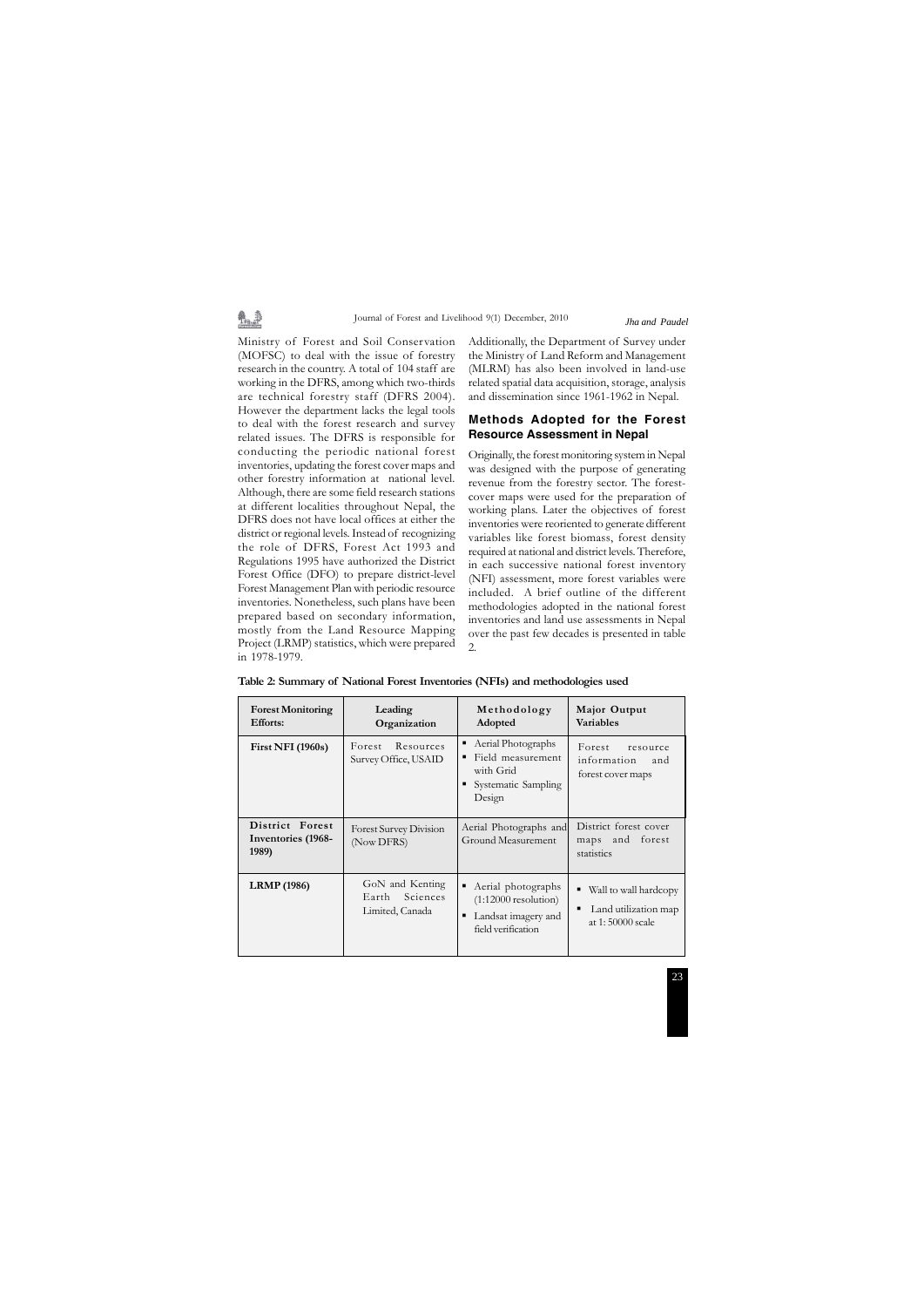Ministry of Forest and Soil Conservation (MOFSC) to deal with the issue of forestry research in the country. A total of 104 staff are working in the DFRS, among which two-thirds are technical forestry staff (DFRS 2004). However the department lacks the legal tools to deal with the forest research and survey related issues. The DFRS is responsible for conducting the periodic national forest inventories, updating the forest cover maps and other forestry information at national level. Although, there are some field research stations at different localities throughout Nepal, the DFRS does not have local offices at either the district or regional levels. Instead of recognizing the role of DFRS, Forest Act 1993 and Regulations 1995 have authorized the District Forest Office (DFO) to prepare district-level Forest Management Plan with periodic resource inventories. Nonetheless, such plans have been prepared based on secondary information, mostly from the Land Resource Mapping Project (LRMP) statistics, which were prepared in 1978-1979.

Additionally, the Department of Survey under the Ministry of Land Reform and Management (MLRM) has also been involved in land-use related spatial data acquisition, storage, analysis and dissemination since 1961-1962 in Nepal.

## Methods Adopted for the Forest Resource Assessment in Nepal

Originally, the forest monitoring system in Nepal was designed with the purpose of generating revenue from the forestry sector. The forest-cover maps were used for the preparation of working plans. Later the objectives of forest inventories were reoriented to generate different variables like forest biomass, forest density required at national and district levels. Therefore, in each successive national forest inventory (NFI) assessment, more forest variables were included. A brief outline of the different methodologies adopted in the national forest inventories and land use assessments in Nepal over the past few decades is presented in table 2.

**Table 2: Summary of National Forest Inventories (NFIs) and methodologies used**

| Forest Monitoring Efforts: | Leading Organization | Methodology Adopted | Major Output Variables |
|---|---|---|---|
| **First NFI (1960s)** | Forest Resources Survey Office, USAID | ▪ Aerial Photographs<br>▪ Field measurement with Grid<br>▪ Systematic Sampling Design | Forest resource information and forest cover maps |
| **District Forest Inventories (1968-1989)** | Forest Survey Division (Now DFRS) | Aerial Photographs and Ground Measurement | District forest cover maps and forest statistics |
| **LRMP (1986)** | GoN and Kenting Earth Sciences Limited, Canada | ▪ Aerial photographs (1:12000 resolution)<br>▪ Landsat imagery and field verification | ▪ Wall to wall hardcopy<br>▪ Land utilization map at 1: 50000 scale |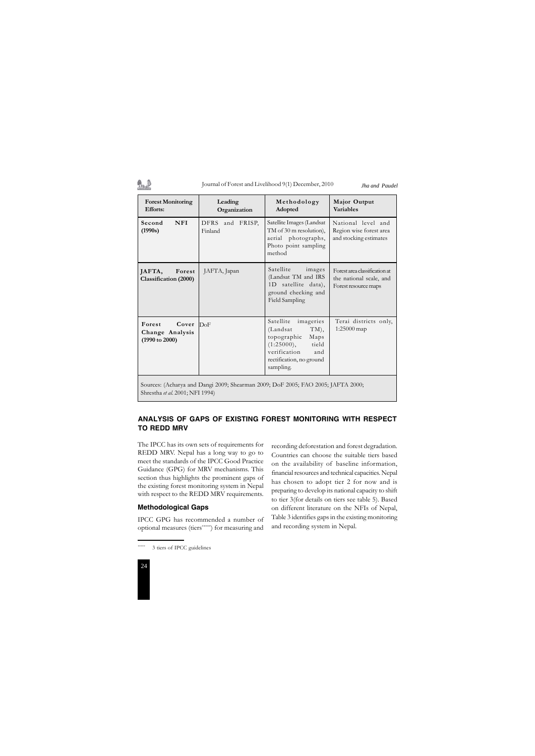| Forest Monitoring Efforts: | Leading Organization | Methodology Adopted | Major Output Variables |
|---|---|---|---|
| **Second NFI (1990s)** | DFRS and FRISP, Finland | Satellite Images (Landsat TM of 30 m resolution), aerial photographs, Photo point sampling method | National level and Region wise forest area and stocking estimates |
| **JAFTA, Forest Classification (2000)** | JAFTA, Japan | Satellite images (Landsat TM and IRS 1D satellite data), ground checking and Field Sampling | Forest area classification at the national scale, and Forest resource maps |
| **Forest Cover Change Analysis (1990 to 2000)** | DoF | Satellite imageries (Landsat TM), topographic Maps (1:25000), tield verification and rectification, no ground sampling. | Terai districts only, 1:25000 map |
| Sources: (Acharya and Dangi 2009; Shearman 2009; DoF 2005; FAO 2005; JAFTA 2000; Shrestha *et al.* 2001; NFI 1994) | | | |

## ANALYSIS OF GAPS OF EXISTING FOREST MONITORING WITH RESPECT TO REDD MRV

The IPCC has its own sets of requirements for REDD MRV. Nepal has a long way to go to meet the standards of the IPCC Good Practice Guidance (GPG) for MRV mechanisms. This section thus highlights the prominent gaps of the existing forest monitoring system in Nepal with respect to the REDD MRV requirements.

### Methodological Gaps

IPCC GPG has recommended a number of optional measures (tiers[*****]) for measuring and recording deforestation and forest degradation. Countries can choose the suitable tiers based on the availability of baseline information, financial resources and technical capacities. Nepal has chosen to adopt tier 2 for now and is preparing to develop its national capacity to shift to tier 3(for details on tiers see table 5). Based on different literature on the NFIs of Nepal, Table 3 identifies gaps in the existing monitoring and recording system in Nepal.

[*****] 3 tiers of IPCC guidelines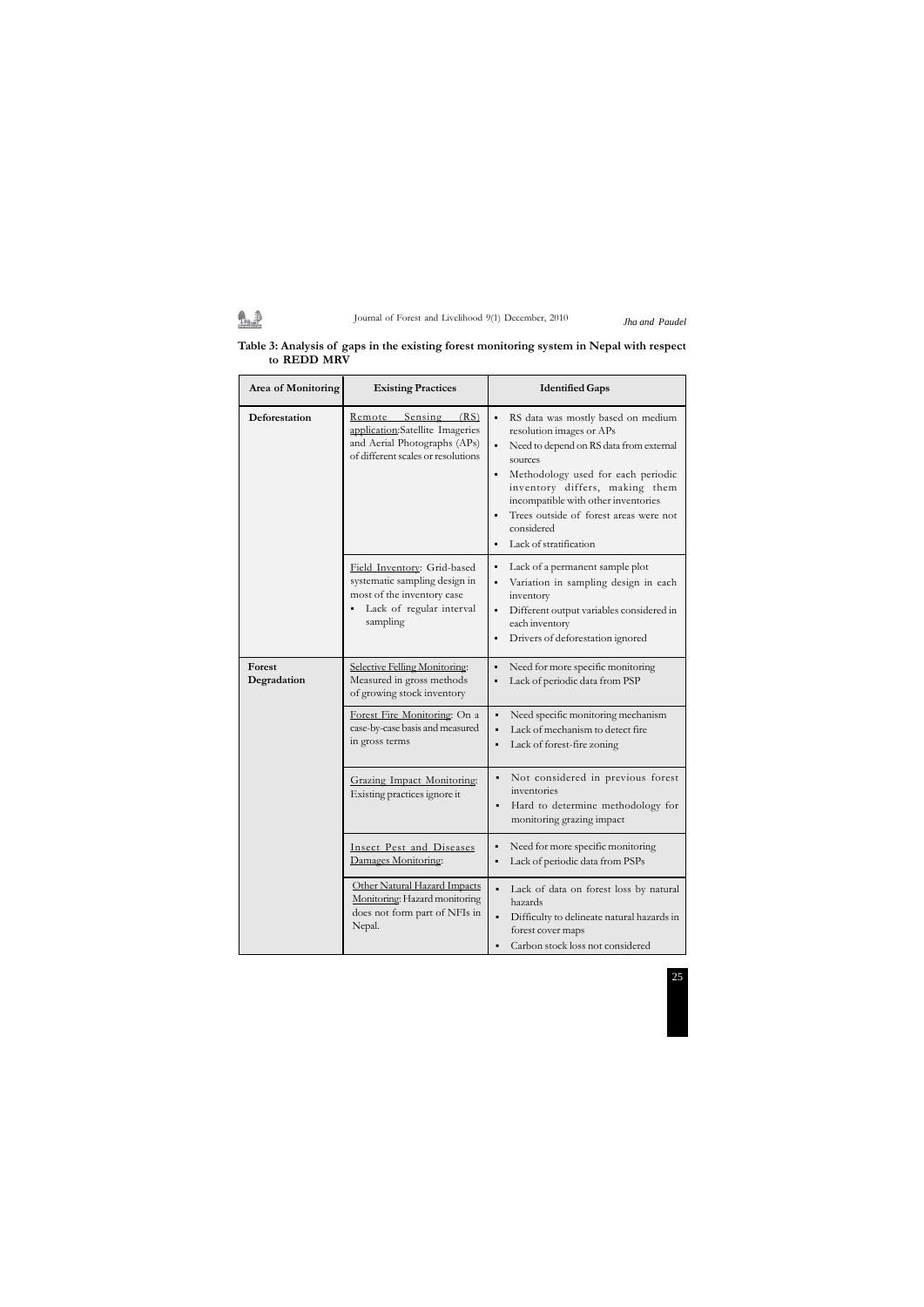**Table 3: Analysis of gaps in the existing forest monitoring system in Nepal with respect to REDD MRV**

| Area of Monitoring | Existing Practices | Identified Gaps |
|---|---|---|
| **Deforestation** | Remote Sensing (RS) application: Satellite Imageries and Aerial Photographs (APs) of different scales or resolutions | ▪ RS data was mostly based on medium resolution images or APs<br>▪ Need to depend on RS data from external sources<br>▪ Methodology used for each periodic inventory differs, making them incompatible with other inventories<br>▪ Trees outside of forest areas were not considered<br>▪ Lack of stratification |
| | Field Inventory: Grid-based systematic sampling design in most of the inventory case<br>▪ Lack of regular interval sampling | ▪ Lack of a permanent sample plot<br>▪ Variation in sampling design in each inventory<br>▪ Different output variables considered in each inventory<br>▪ Drivers of deforestation ignored |
| **Forest Degradation** | Selective Felling Monitoring: Measured in gross methods of growing stock inventory | ▪ Need for more specific monitoring<br>▪ Lack of periodic data from PSP |
| | Forest Fire Monitoring: On a case-by-case basis and measured in gross terms | ▪ Need specific monitoring mechanism<br>▪ Lack of mechanism to detect fire<br>▪ Lack of forest-fire zoning |
| | Grazing Impact Monitoring: Existing practices ignore it | ▪ Not considered in previous forest inventories<br>▪ Hard to determine methodology for monitoring grazing impact |
| | Insect Pest and Diseases Damages Monitoring: | ▪ Need for more specific monitoring<br>▪ Lack of periodic data from PSPs |
| | Other Natural Hazard Impacts Monitoring: Hazard monitoring does not form part of NFIs in Nepal. | ▪ Lack of data on forest loss by natural hazards<br>▪ Difficulty to delineate natural hazards in forest cover maps<br>▪ Carbon stock loss not considered |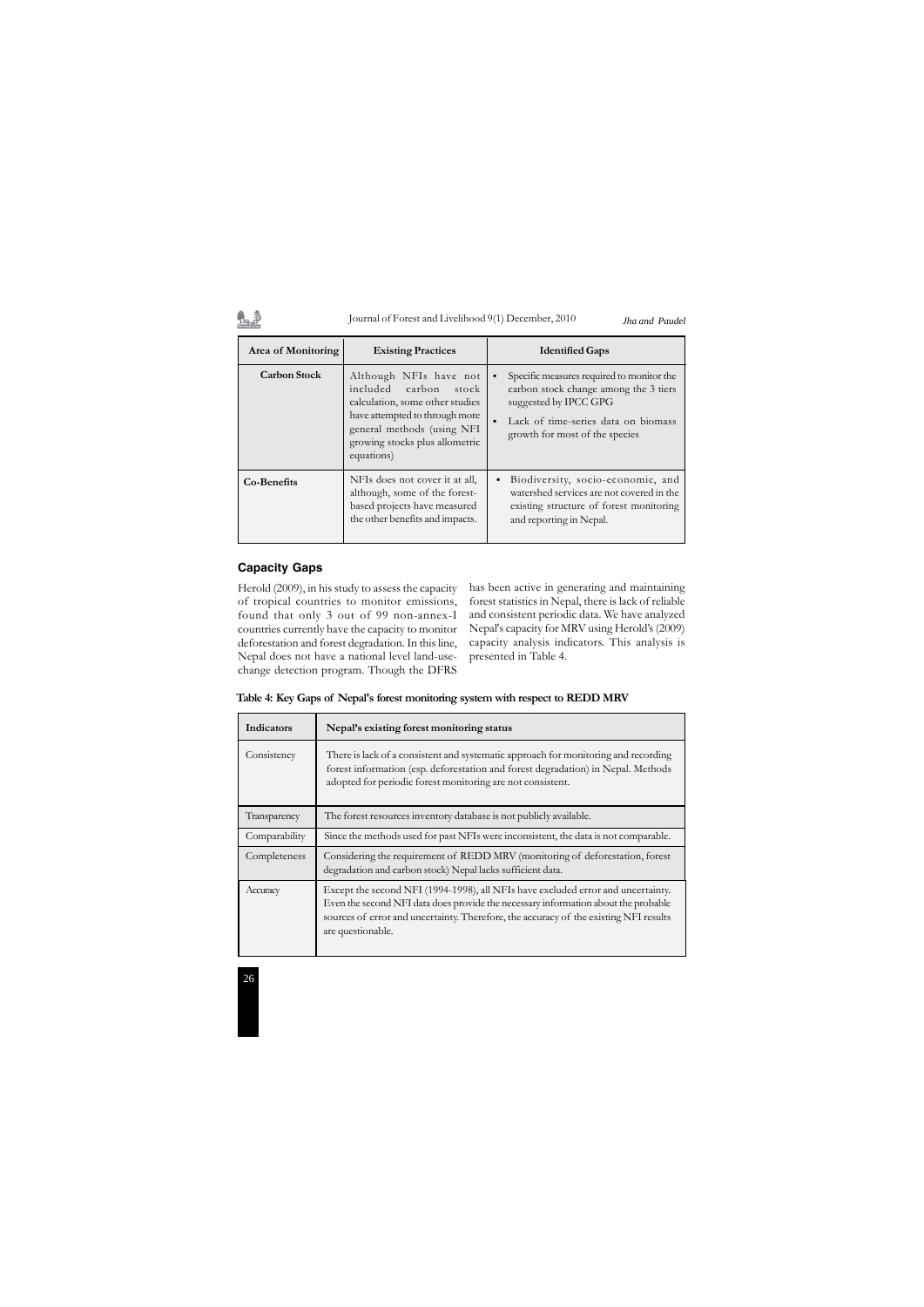| Area of Monitoring | Existing Practices | Identified Gaps |
|---|---|---|
| **Carbon Stock** | Although NFIs have not included carbon stock calculation, some other studies have attempted to through more general methods (using NFI growing stocks plus allometric equations) | ▪ Specific measures required to monitor the carbon stock change among the 3 tiers suggested by IPCC GPG<br>▪ Lack of time-series data on biomass growth for most of the species |
| **Co-Benefits** | NFIs does not cover it at all, although, some of the forest-based projects have measured the other benefits and impacts. | ▪ Biodiversity, socio-economic, and watershed services are not covered in the existing structure of forest monitoring and reporting in Nepal. |

## Capacity Gaps

Herold (2009), in his study to assess the capacity of tropical countries to monitor emissions, found that only 3 out of 99 non-annex-I countries currently have the capacity to monitor deforestation and forest degradation. In this line, Nepal does not have a national level land-use-change detection program. Though the DFRS has been active in generating and maintaining forest statistics in Nepal, there is lack of reliable and consistent periodic data. We have analyzed Nepal's capacity for MRV using Herold's (2009) capacity analysis indicators. This analysis is presented in Table 4.

**Table 4: Key Gaps of Nepal's forest monitoring system with respect to REDD MRV**

| Indicators | Nepal's existing forest monitoring status |
|---|---|
| Consistency | There is lack of a consistent and systematic approach for monitoring and recording forest information (esp. deforestation and forest degradation) in Nepal. Methods adopted for periodic forest monitoring are not consistent. |
| Transparency | The forest resources inventory database is not publicly available. |
| Comparability | Since the methods used for past NFIs were inconsistent, the data is not comparable. |
| Completeness | Considering the requirement of REDD MRV (monitoring of deforestation, forest degradation and carbon stock) Nepal lacks sufficient data. |
| Accuracy | Except the second NFI (1994-1998), all NFIs have excluded error and uncertainty. Even the second NFI data does provide the necessary information about the probable sources of error and uncertainty. Therefore, the accuracy of the existing NFI results are questionable. |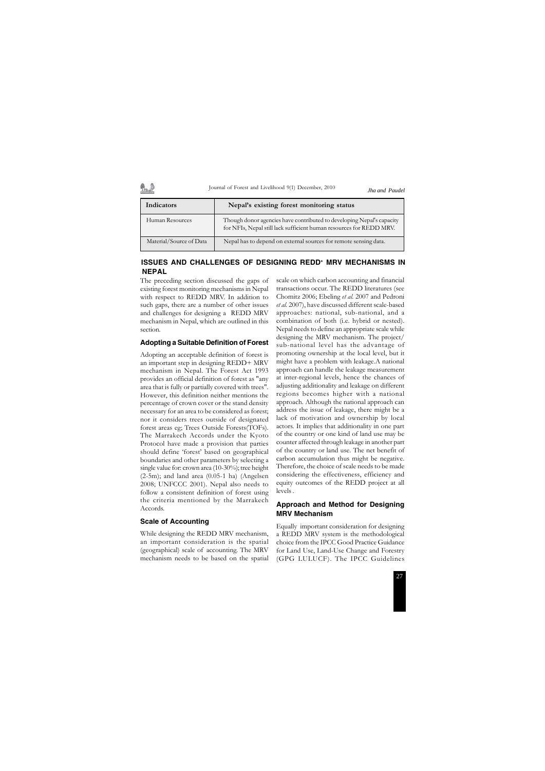| Indicators | Nepal's existing forest monitoring status |
| --- | --- |
| Human Resources | Though donor agencies have contributed to developing Nepal's capacity for NFIs, Nepal still lack sufficient human resources for REDD MRV. |
| Material/Source of Data | Nepal has to depend on external sources for remote sensing data. |

## ISSUES AND CHALLENGES OF DESIGNING REDD+ MRV MECHANISMS IN NEPAL

The preceding section discussed the gaps of existing forest monitoring mechanisms in Nepal with respect to REDD MRV. In addition to such gaps, there are a number of other issues and challenges for designing a REDD MRV mechanism in Nepal, which are outlined in this section.

### Adopting a Suitable Definition of Forest

Adopting an acceptable definition of forest is an important step in designing REDD+ MRV mechanism in Nepal. The Forest Act 1993 provides an official definition of forest as "any area that is fully or partially covered with trees". However, this definition neither mentions the percentage of crown cover or the stand density necessary for an area to be considered as forest; nor it considers trees outside of designated forest areas eg; Trees Outside Forests(TOFs). The Marrakech Accords under the Kyoto Protocol have made a provision that parties should define 'forest' based on geographical boundaries and other parameters by selecting a single value for: crown area (10-30%); tree height (2-5m); and land area (0.05-1 ha) (Angelsen 2008; UNFCCC 2001). Nepal also needs to follow a consistent definition of forest using the criteria mentioned by the Marrakech Accords.

### Scale of Accounting

While designing the REDD MRV mechanism, an important consideration is the spatial (geographical) scale of accounting. The MRV mechanism needs to be based on the spatial scale on which carbon accounting and financial transactions occur. The REDD literatures (see Chomitz 2006; Ebeling *et al.* 2007 and Pedroni *et al.* 2007), have discussed different scale-based approaches: national, sub-national, and a combination of both (i.e. hybrid or nested). Nepal needs to define an appropriate scale while designing the MRV mechanism. The project/ sub-national level has the advantage of promoting ownership at the local level, but it might have a problem with leakage.A national approach can handle the leakage measurement at inter-regional levels, hence the chances of adjusting additionality and leakage on different regions becomes higher with a national approach. Although the national approach can address the issue of leakage, there might be a lack of motivation and ownership by local actors. It implies that additionality in one part of the country or one kind of land use may be counter affected through leakage in another part of the country or land use. The net benefit of carbon accumulation thus might be negative. Therefore, the choice of scale needs to be made considering the effectiveness, efficiency and equity outcomes of the REDD project at all levels .

### Approach and Method for Designing MRV Mechanism

Equally important consideration for designing a REDD MRV system is the methodological choice from the IPCC Good Practice Guidance for Land Use, Land-Use Change and Forestry (GPG LULUCF). The IPCC Guidelines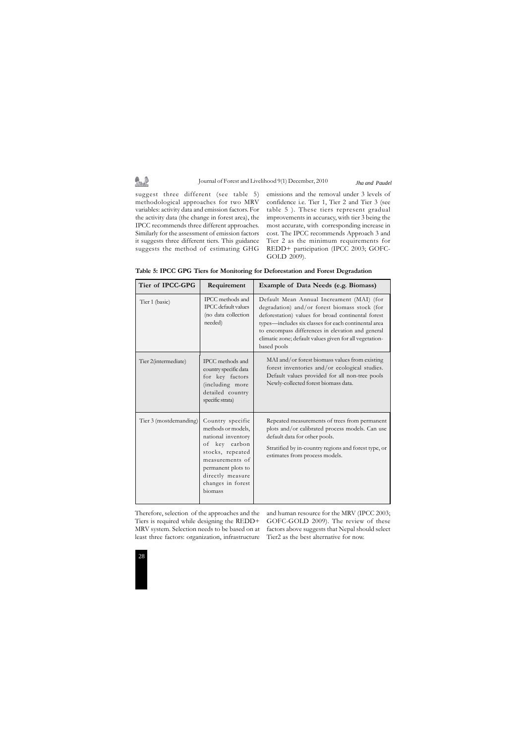suggest three different (see table 5) methodological approaches for two MRV variables: activity data and emission factors. For the activity data (the change in forest area), the IPCC recommends three different approaches. Similarly for the assessment of emission factors it suggests three different tiers. This guidance suggests the method of estimating GHG emissions and the removal under 3 levels of confidence i.e. Tier 1, Tier 2 and Tier 3 (see table 5 ). These tiers represent gradual improvements in accuracy, with tier 3 being the most accurate, with corresponding increase in cost. The IPCC recommends Approach 3 and Tier 2 as the minimum requirements for REDD+ participation (IPCC 2003; GOFC-GOLD 2009).

**Table 5: IPCC GPG Tiers for Monitoring for Deforestation and Forest Degradation**

| Tier of IPCC-GPG | Requirement | Example of Data Needs (e.g. Biomass) |
|---|---|---|
| Tier 1 (basic) | IPCC methods and IPCC default values (no data collection needed) | Default Mean Annual Increament (MAI) (for degradation) and/or forest biomass stock (for deforestation) values for broad continental forest types—includes six classes for each continental area to encompass differences in elevation and general climatic zone; default values given for all vegetation-based pools |
| Tier 2(intermediate) | IPCC methods and country specific data for key factors (including more detailed country specific strata) | MAI and/or forest biomass values from existing forest inventories and/or ecological studies. Default values provided for all non-tree pools Newly-collected forest biomass data. |
| Tier 3 (mostdemanding) | Country specific methods or models, national inventory of key carbon stocks, repeated measurements of permanent plots to directly measure changes in forest biomass | Repeated measurements of trees from permanent plots and/or calibrated process models. Can use default data for other pools. Stratified by in-country regions and forest type, or estimates from process models. |

Therefore, selection of the approaches and the Tiers is required while designing the REDD+ MRV system. Selection needs to be based on at least three factors: organization, infrastructure and human resource for the MRV (IPCC 2003; GOFC-GOLD 2009). The review of these factors above suggests that Nepal should select Tier2 as the best alternative for now.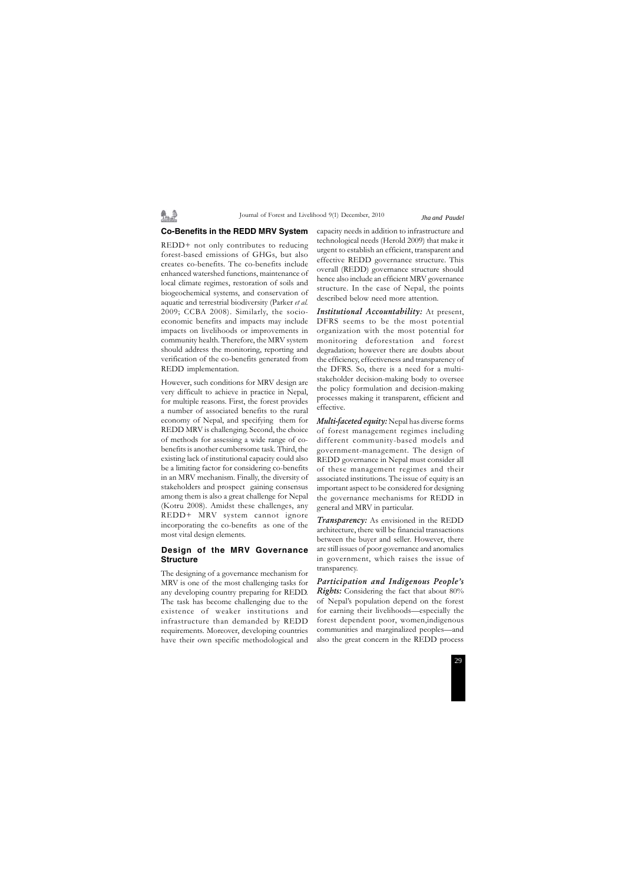## Co-Benefits in the REDD MRV System

REDD+ not only contributes to reducing forest-based emissions of GHGs, but also creates co-benefits. The co-benefits include enhanced watershed functions, maintenance of local climate regimes, restoration of soils and biogeochemical systems, and conservation of aquatic and terrestrial biodiversity (Parker *et al.* 2009; CCBA 2008). Similarly, the socio-economic benefits and impacts may include impacts on livelihoods or improvements in community health. Therefore, the MRV system should address the monitoring, reporting and verification of the co-benefits generated from REDD implementation.

However, such conditions for MRV design are very difficult to achieve in practice in Nepal, for multiple reasons. First, the forest provides a number of associated benefits to the rural economy of Nepal, and specifying them for REDD MRV is challenging. Second, the choice of methods for assessing a wide range of co-benefits is another cumbersome task. Third, the existing lack of institutional capacity could also be a limiting factor for considering co-benefits in an MRV mechanism. Finally, the diversity of stakeholders and prospect gaining consensus among them is also a great challenge for Nepal (Kotru 2008). Amidst these challenges, any REDD+ MRV system cannot ignore incorporating the co-benefits as one of the most vital design elements.

## Design of the MRV Governance Structure

The designing of a governance mechanism for MRV is one of the most challenging tasks for any developing country preparing for REDD. The task has become challenging due to the existence of weaker institutions and infrastructure than demanded by REDD requirements. Moreover, developing countries have their own specific methodological and capacity needs in addition to infrastructure and technological needs (Herold 2009) that make it urgent to establish an efficient, transparent and effective REDD governance structure. This overall (REDD) governance structure should hence also include an efficient MRV governance structure. In the case of Nepal, the points described below need more attention.

***Institutional Accountability:*** At present, DFRS seems to be the most potential organization with the most potential for monitoring deforestation and forest degradation; however there are doubts about the efficiency, effectiveness and transparency of the DFRS. So, there is a need for a multi-stakeholder decision-making body to oversee the policy formulation and decision-making processes making it transparent, efficient and effective.

***Multi-faceted equity:*** Nepal has diverse forms of forest management regimes including different community-based models and government-management. The design of REDD governance in Nepal must consider all of these management regimes and their associated institutions. The issue of equity is an important aspect to be considered for designing the governance mechanisms for REDD in general and MRV in particular.

***Transparency:*** As envisioned in the REDD architecture, there will be financial transactions between the buyer and seller. However, there are still issues of poor governance and anomalies in government, which raises the issue of transparency.

***Participation and Indigenous People's Rights:*** Considering the fact that about 80% of Nepal's population depend on the forest for earning their livelihoods—especially the forest dependent poor, women,indigenous communities and marginalized peoples—and also the great concern in the REDD process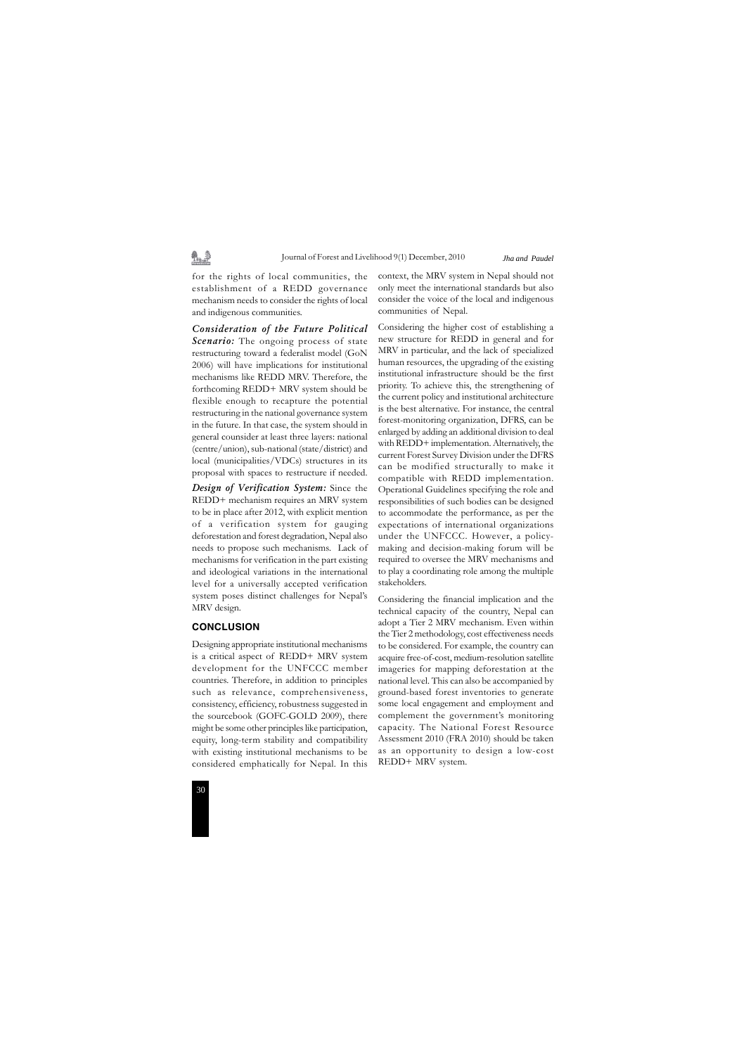for the rights of local communities, the establishment of a REDD governance mechanism needs to consider the rights of local and indigenous communities.

***Consideration of the Future Political Scenario:*** The ongoing process of state restructuring toward a federalist model (GoN 2006) will have implications for institutional mechanisms like REDD MRV. Therefore, the forthcoming REDD+ MRV system should be flexible enough to recapture the potential restructuring in the national governance system in the future. In that case, the system should in general counsider at least three layers: national (centre/union), sub-national (state/district) and local (municipalities/VDCs) structures in its proposal with spaces to restructure if needed.

***Design of Verification System:*** Since the REDD+ mechanism requires an MRV system to be in place after 2012, with explicit mention of a verification system for gauging deforestation and forest degradation, Nepal also needs to propose such mechanisms. Lack of mechanisms for verification in the part existing and ideological variations in the international level for a universally accepted verification system poses distinct challenges for Nepal's MRV design.

## CONCLUSION

Designing appropriate institutional mechanisms is a critical aspect of REDD+ MRV system development for the UNFCCC member countries. Therefore, in addition to principles such as relevance, comprehensiveness, consistency, efficiency, robustness suggested in the sourcebook (GOFC-GOLD 2009), there might be some other principles like participation, equity, long-term stability and compatibility with existing institutional mechanisms to be considered emphatically for Nepal. In this context, the MRV system in Nepal should not only meet the international standards but also consider the voice of the local and indigenous communities of Nepal.

Considering the higher cost of establishing a new structure for REDD in general and for MRV in particular, and the lack of specialized human resources, the upgrading of the existing institutional infrastructure should be the first priority. To achieve this, the strengthening of the current policy and institutional architecture is the best alternative. For instance, the central forest-monitoring organization, DFRS, can be enlarged by adding an additional division to deal with REDD+ implementation. Alternatively, the current Forest Survey Division under the DFRS can be modified structurally to make it compatible with REDD implementation. Operational Guidelines specifying the role and responsibilities of such bodies can be designed to accommodate the performance, as per the expectations of international organizations under the UNFCCC. However, a policy-making and decision-making forum will be required to oversee the MRV mechanisms and to play a coordinating role among the multiple stakeholders.

Considering the financial implication and the technical capacity of the country, Nepal can adopt a Tier 2 MRV mechanism. Even within the Tier 2 methodology, cost effectiveness needs to be considered. For example, the country can acquire free-of-cost, medium-resolution satellite imageries for mapping deforestation at the national level. This can also be accompanied by ground-based forest inventories to generate some local engagement and employment and complement the government's monitoring capacity. The National Forest Resource Assessment 2010 (FRA 2010) should be taken as an opportunity to design a low-cost REDD+ MRV system.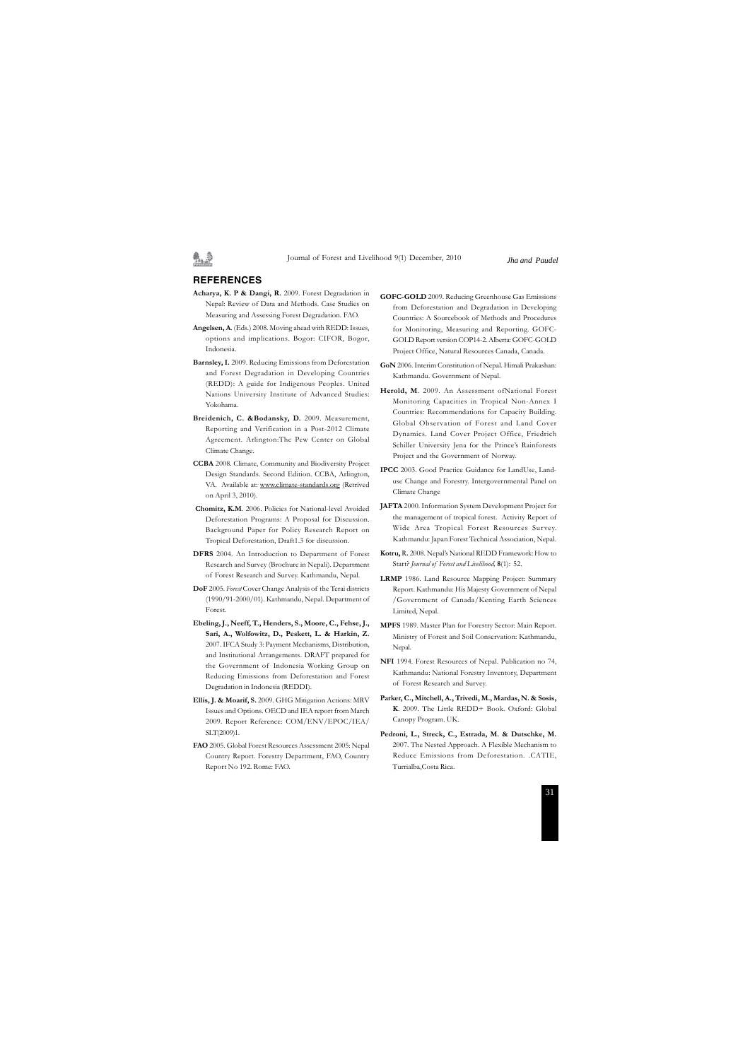## REFERENCES

**Acharya, K. P & Dangi, R.** 2009. Forest Degradation in Nepal: Review of Data and Methods. Case Studies on Measuring and Assessing Forest Degradation. FAO.

**Angelsen, A**. (Eds.) 2008. Moving ahead with REDD: Issues, options and implications. Bogor: CIFOR, Bogor, Indonesia.

**Barnsley, I.** 2009. Reducing Emissions from Deforestation and Forest Degradation in Developing Countries (REDD): A guide for Indigenous Peoples. United Nations University Institute of Advanced Studies: Yokohama.

**Breidenich, C. &Bodansky, D.** 2009. Measurement, Reporting and Verification in a Post-2012 Climate Agreement. Arlington:The Pew Center on Global Climate Change.

**CCBA** 2008. Climate, Community and Biodiversity Project Design Standards. Second Edition. CCBA, Arlington, VA. Available at: www.climate-standards.org (Retrived on April 3, 2010).

**Chomitz, K.M**. 2006. Policies for National-level Avoided Deforestation Programs: A Proposal for Discussion. Background Paper for Policy Research Report on Tropical Deforestation, Draft1.3 for discussion.

**DFRS** 2004. An Introduction to Department of Forest Research and Survey (Brochure in Nepali). Department of Forest Research and Survey. Kathmandu, Nepal.

**DoF** 2005. *Forest* Cover Change Analysis of the Terai districts (1990/91-2000/01). Kathmandu, Nepal. Department of Forest.

**Ebeling, J., Neeff, T., Henders, S., Moore, C., Fehse, J., Sari, A., Wolfowitz, D., Peskett, L. & Harkin, Z.** 2007. IFCA Study 3: Payment Mechanisms, Distribution, and Institutional Arrangements. DRAFT prepared for the Government of Indonesia Working Group on Reducing Emissions from Deforestation and Forest Degradation in Indonesia (REDDI).

**Ellis, J. & Moarif, S.** 2009. GHG Mitigation Actions: MRV Issues and Options. OECD and IEA report from March 2009. Report Reference: COM/ENV/EPOC/IEA/SLT(2009)1.

**FAO** 2005. Global Forest Resources Assessment 2005: Nepal Country Report. Forestry Department, FAO, Country Report No 192. Rome: FAO.

**GOFC-GOLD** 2009. Reducing Greenhouse Gas Emissions from Deforestation and Degradation in Developing Countries: A Sourcebook of Methods and Procedures for Monitoring, Measuring and Reporting. GOFC-GOLD Report version COP14-2. Alberta: GOFC-GOLD Project Office, Natural Resources Canada, Canada.

**GoN** 2006. Interim Constitution of Nepal. Himali Prakashan: Kathmandu. Government of Nepal.

**Herold, M**. 2009. An Assessment ofNational Forest Monitoring Capacities in Tropical Non-Annex I Countries: Recommendations for Capacity Building. Global Observation of Forest and Land Cover Dynamics. Land Cover Project Office, Friedrich Schiller University Jena for the Prince's Rainforests Project and the Government of Norway.

**IPCC** 2003. Good Practice Guidance for LandUse, Land-use Change and Forestry. Intergovernmental Panel on Climate Change

**JAFTA** 2000. Information System Development Project for the management of tropical forest. Activity Report of Wide Area Tropical Forest Resources Survey. Kathmandu: Japan Forest Technical Association, Nepal.

**Kotru, R.** 2008. Nepal's National REDD Framework: How to Start? *Journal of Forest and Livelihood,* **8**(1): 52.

**LRMP** 1986. Land Resource Mapping Project: Summary Report. Kathmandu: His Majesty Government of Nepal /Government of Canada/Kenting Earth Sciences Limited, Nepal.

**MPFS** 1989. Master Plan for Forestry Sector: Main Report. Ministry of Forest and Soil Conservation: Kathmandu, Nepal.

**NFI** 1994. Forest Resources of Nepal. Publication no 74, Kathmandu: National Forestry Inventory, Department of Forest Research and Survey.

**Parker, C., Mitchell, A., Trivedi, M., Mardas, N. & Sosis, K**. 2009. The Little REDD+ Book. Oxford: Global Canopy Program. UK.

**Pedroni, L., Streck, C., Estrada, M. & Dutschke, M.** 2007. The Nested Approach. A Flexible Mechanism to Reduce Emissions from Deforestation. .CATIE, Turrialba,Costa Rica.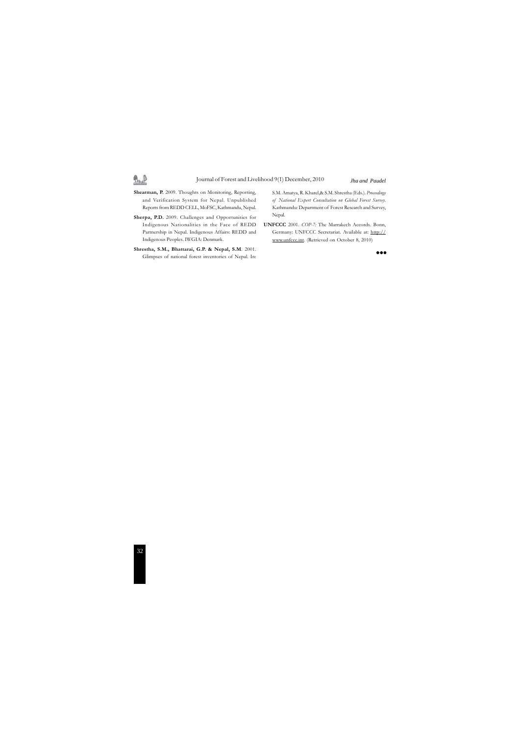**Shearman, P.** 2009. Thoughts on Monitoring, Reporting, and Verification System for Nepal. Unpublished Reports from REDD CELL, MoFSC, Kathmandu, Nepal.

**Sherpa, P.D.** 2009. Challenges and Opportunities for Indigenous Nationalities in the Face of REDD Partnership in Nepal. Indigenous Affairs: REDD and Indigenous Peoples. IWGIA: Denmark.

**Shrestha, S.M., Bhattarai, G.P. & Nepal, S.M**. 2001. Glimpses of national forest inventories of Nepal. In: S.M. Amatya, R. Kharel,& S.M. Shrestha (Eds.). *Proceedings of National Expert Consultation on Global Forest Survey*. Kathmandu: Department of Forest Research and Survey, Nepal.

**UNFCCC** 2001. *COP-7:* The Marrakech Accords. Bonn, Germany: UNFCCC Secretariat. Available at: http://www.unfccc.int. (Retrieved on October 8, 2010)

●●●